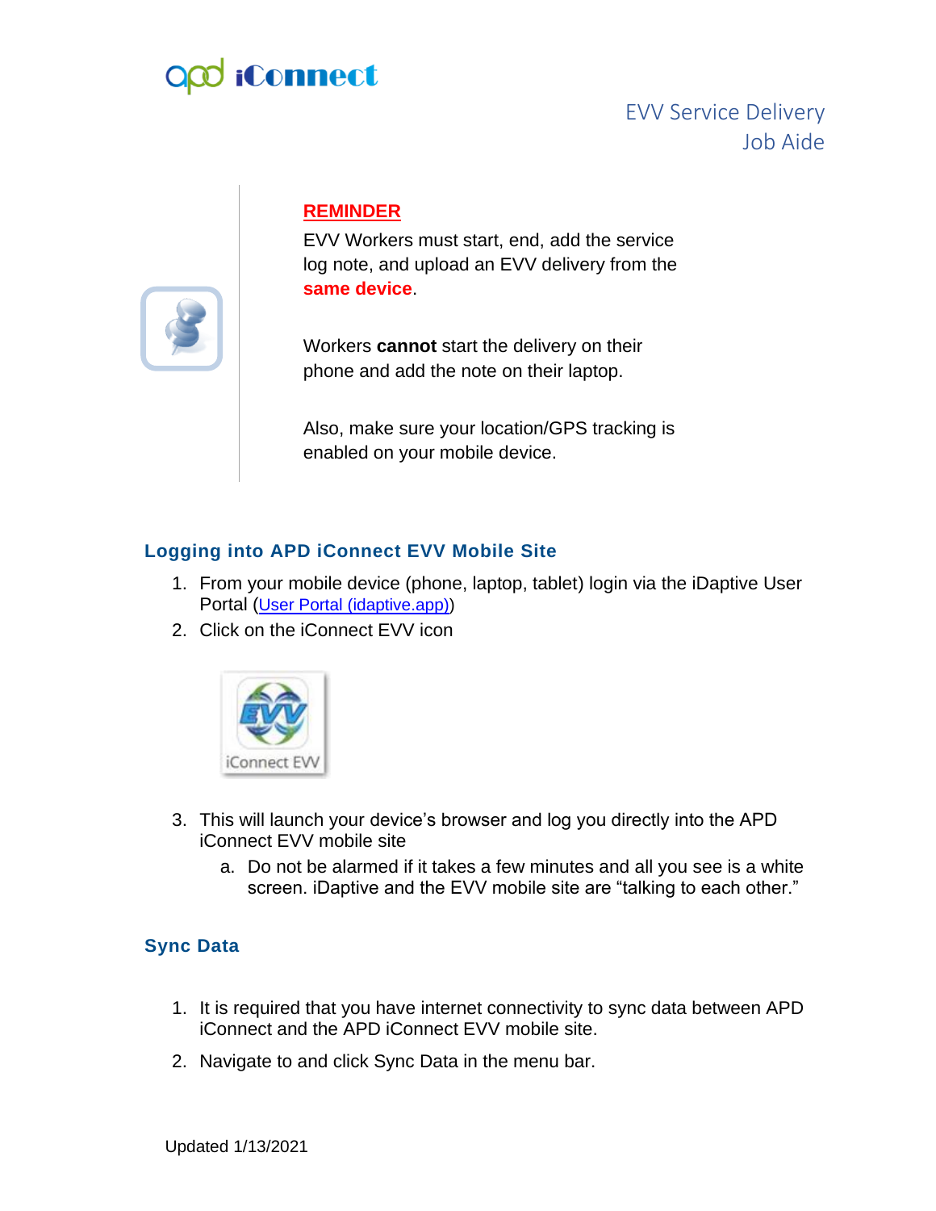# EVV Service Delivery Job Aide

**REMINDER**

EVV Workers must start, end, add the service log note, and upload an EVV delivery from the **same device**.

Workers **cannot** start the delivery on their phone and add the note on their laptop.

Also, make sure your location/GPS tracking is enabled on your mobile device.

## Logging into APD iConnect EVV Mobile Site

1. From your mobile device (phone, laptop, tablet) login via the iDaptive User Portal ([User Portal (idaptive.app)](idaptive.app))
2. Click on the iConnect EVV icon
3. This will launch your device's browser and log you directly into the APD iConnect EVV mobile site
   a. Do not be alarmed if it takes a few minutes and all you see is a white screen. iDaptive and the EVV mobile site are "talking to each other."

## Sync Data

1. It is required that you have internet connectivity to sync data between APD iConnect and the APD iConnect EVV mobile site.
2. Navigate to and click Sync Data in the menu bar.

Updated 1/13/2021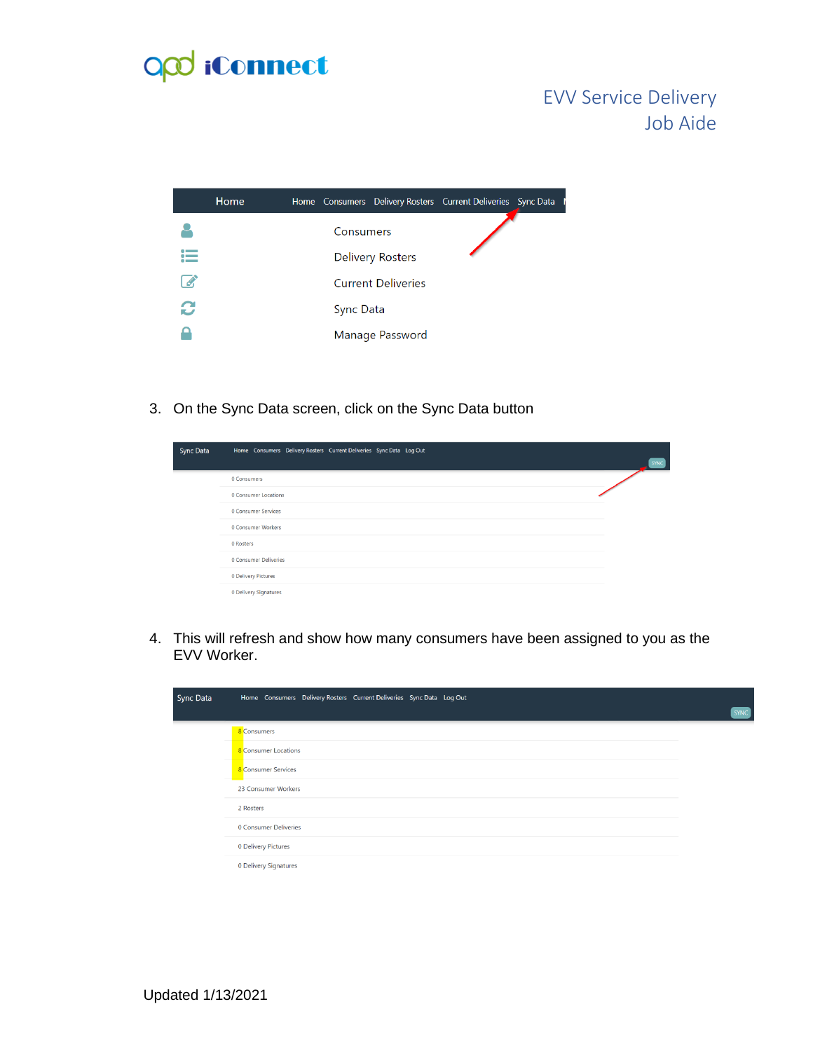| Home | Home Consumers Delivery Rosters Current Deliveries Sync Data |
| --- | --- |
| | Consumers |
| | Delivery Rosters |
| | Current Deliveries |
| | Sync Data |
| | Manage Password |

3. On the Sync Data screen, click on the Sync Data button

Sync Data — Home Consumers Delivery Rosters Current Deliveries Sync Data Log Out — SYNC

- 0 Consumers
- 0 Consumer Locations
- 0 Consumer Services
- 0 Consumer Workers
- 0 Rosters
- 0 Consumer Deliveries
- 0 Delivery Pictures
- 0 Delivery Signatures

4. This will refresh and show how many consumers have been assigned to you as the EVV Worker.

Sync Data — Home Consumers Delivery Rosters Current Deliveries Sync Data Log Out — SYNC

- 8 Consumers
- 8 Consumer Locations
- 8 Consumer Services
- 23 Consumer Workers
- 2 Rosters
- 0 Consumer Deliveries
- 0 Delivery Pictures
- 0 Delivery Signatures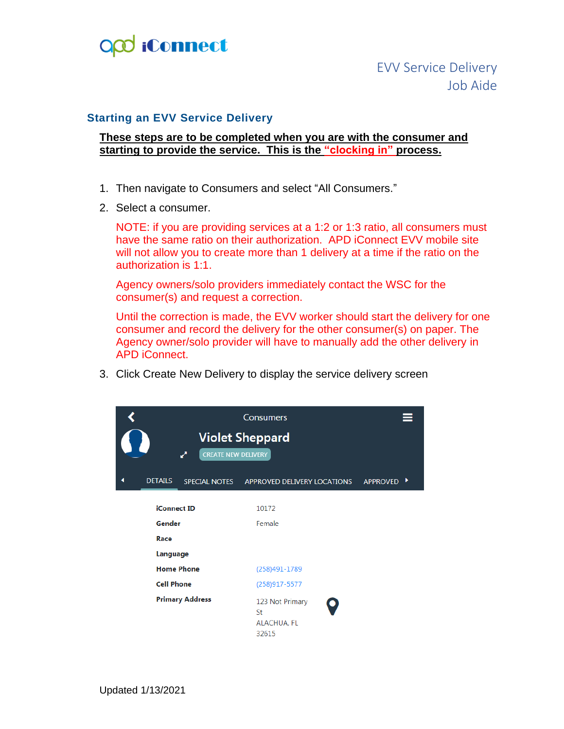## Starting an EVV Service Delivery

**These steps are to be completed when you are with the consumer and starting to provide the service. This is the "clocking in" process.**

1. Then navigate to Consumers and select "All Consumers."
2. Select a consumer.

   NOTE: if you are providing services at a 1:2 or 1:3 ratio, all consumers must have the same ratio on their authorization. APD iConnect EVV mobile site will not allow you to create more than 1 delivery at a time if the ratio on the authorization is 1:1.

   Agency owners/solo providers immediately contact the WSC for the consumer(s) and request a correction.

   Until the correction is made, the EVV worker should start the delivery for one consumer and record the delivery for the other consumer(s) on paper. The Agency owner/solo provider will have to manually add the other delivery in APD iConnect.

3. Click Create New Delivery to display the service delivery screen

Consumers

Violet Sheppard

CREATE NEW DELIVERY

DETAILS | SPECIAL NOTES | APPROVED DELIVERY LOCATIONS | APPROVED

| | |
|---|---|
| **iConnect ID** | 10172 |
| **Gender** | Female |
| **Race** | |
| **Language** | |
| **Home Phone** | (258)491-1789 |
| **Cell Phone** | (258)917-5577 |
| **Primary Address** | 123 Not Primary St ALACHUA, FL 32615 |

Updated 1/13/2021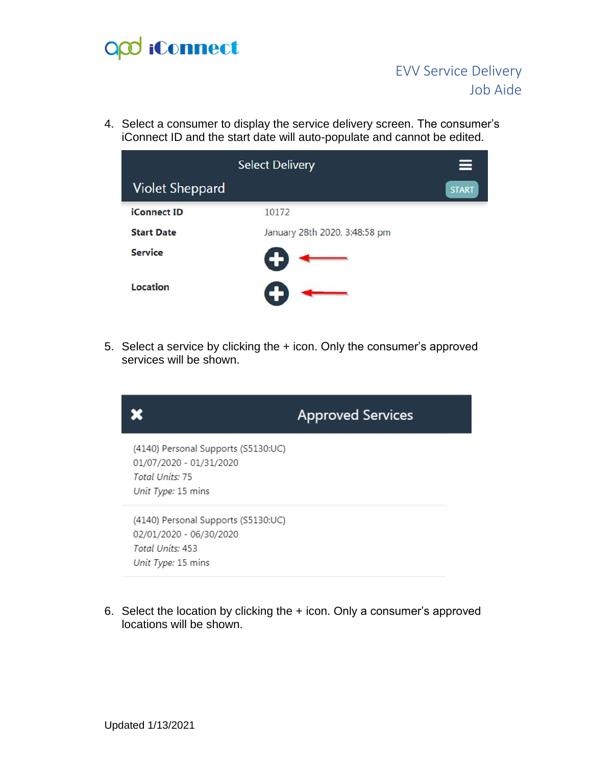4. Select a consumer to display the service delivery screen. The consumer's iConnect ID and the start date will auto-populate and cannot be edited.

Select Delivery

Violet Sheppard START

| | |
|---|---|
| **iConnect ID** | 10172 |
| **Start Date** | January 28th 2020, 3:48:58 pm |
| **Service** | + |
| **Location** | + |

5. Select a service by clicking the + icon. Only the consumer's approved services will be shown.

Approved Services

(4140) Personal Supports (S5130:UC)
01/07/2020 - 01/31/2020
*Total Units:* 75
*Unit Type:* 15 mins

(4140) Personal Supports (S5130:UC)
02/01/2020 - 06/30/2020
*Total Units:* 453
*Unit Type:* 15 mins

6. Select the location by clicking the + icon. Only a consumer's approved locations will be shown.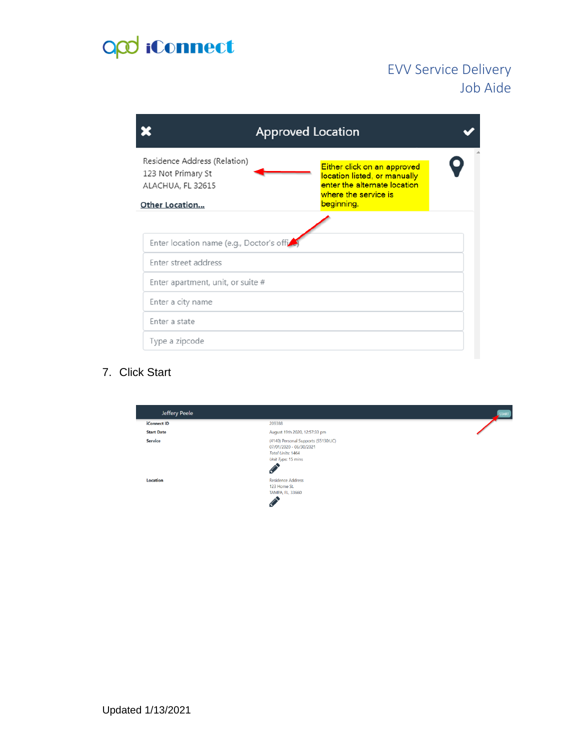**Approved Location**

Residence Address (Relation)
123 Not Primary St
ALACHUA, FL 32615

Other Location...

Either click on an approved location listed, or manually enter the alternate location where the service is beginning.

Enter location name (e.g., Doctor's office)
Enter street address
Enter apartment, unit, or suite #
Enter a city name
Enter a state
Type a zipcode

7. Click Start

Jeffery Peele — START

| | |
|---|---|
| **iConnect ID** | 209388 |
| **Start Date** | August 19th 2020, 12:57:33 pm |
| **Service** | (4140) Personal Supports (S5130:UC)<br>07/01/2020 - 06/30/2021<br>*Total Units:* 1464<br>*Unit Type:* 15 mins |
| **Location** | Residence Address<br>123 Home St.<br>TAMPA, FL, 33660 |

Updated 1/13/2021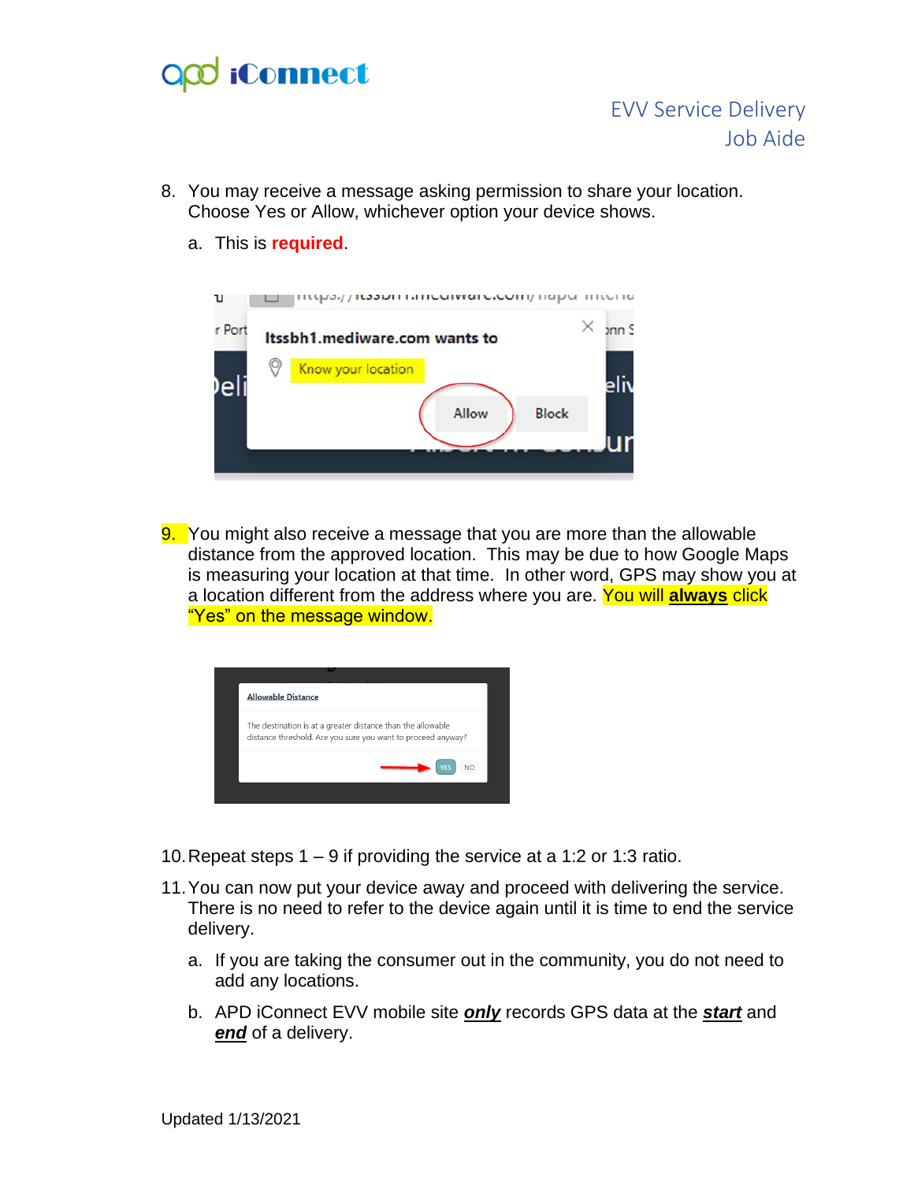8. You may receive a message asking permission to share your location. Choose Yes or Allow, whichever option your device shows.

    a. This is **required**.

9. You might also receive a message that you are more than the allowable distance from the approved location. This may be due to how Google Maps is measuring your location at that time. In other word, GPS may show you at a location different from the address where you are. You will **always** click "Yes" on the message window.

10. Repeat steps 1 – 9 if providing the service at a 1:2 or 1:3 ratio.

11. You can now put your device away and proceed with delivering the service. There is no need to refer to the device again until it is time to end the service delivery.

    a. If you are taking the consumer out in the community, you do not need to add any locations.

    b. APD iConnect EVV mobile site ***only*** records GPS data at the ***start*** and ***end*** of a delivery.

Updated 1/13/2021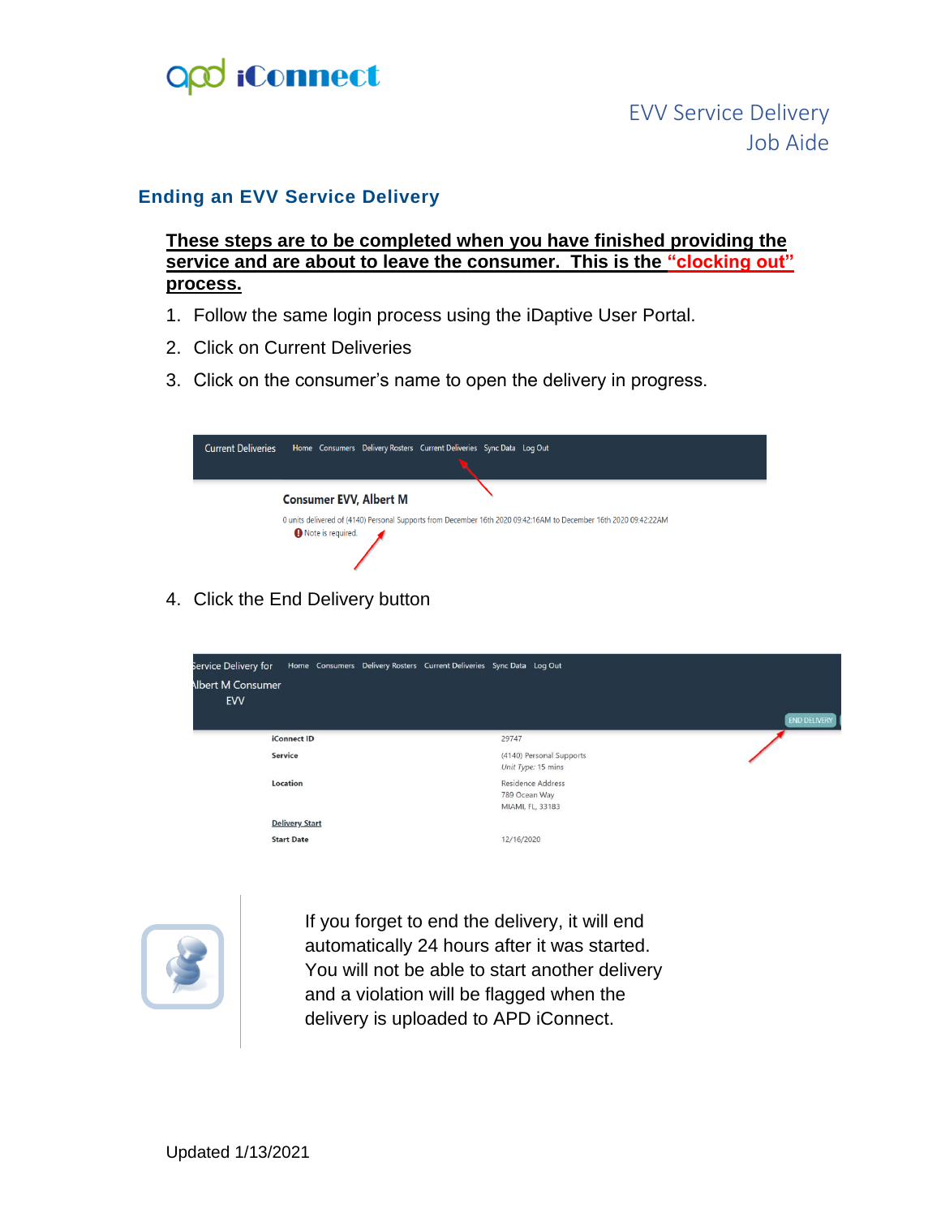## Ending an EVV Service Delivery

**These steps are to be completed when you have finished providing the service and are about to leave the consumer. This is the "clocking out" process.**

1. Follow the same login process using the iDaptive User Portal.
2. Click on Current Deliveries
3. Click on the consumer's name to open the delivery in progress.

Current Deliveries    Home  Consumers  Delivery Rosters  Current Deliveries  Sync Data  Log Out

**Consumer EVV, Albert M**

0 units delivered of (4140) Personal Supports from December 16th 2020 09:42:16AM to December 16th 2020 09:42:22AM

Note is required.

4. Click the End Delivery button

Service Delivery for Albert M Consumer EVV    Home  Consumers  Delivery Rosters  Current Deliveries  Sync Data  Log Out

END DELIVERY

| | |
|---|---|
| **iConnect ID** | 29747 |
| **Service** | (4140) Personal Supports<br>*Unit Type:* 15 mins |
| **Location** | Residence Address<br>789 Ocean Way<br>MIAMI, FL, 33183 |
| **Delivery Start** | |
| **Start Date** | 12/16/2020 |

If you forget to end the delivery, it will end automatically 24 hours after it was started. You will not be able to start another delivery and a violation will be flagged when the delivery is uploaded to APD iConnect.

Updated 1/13/2021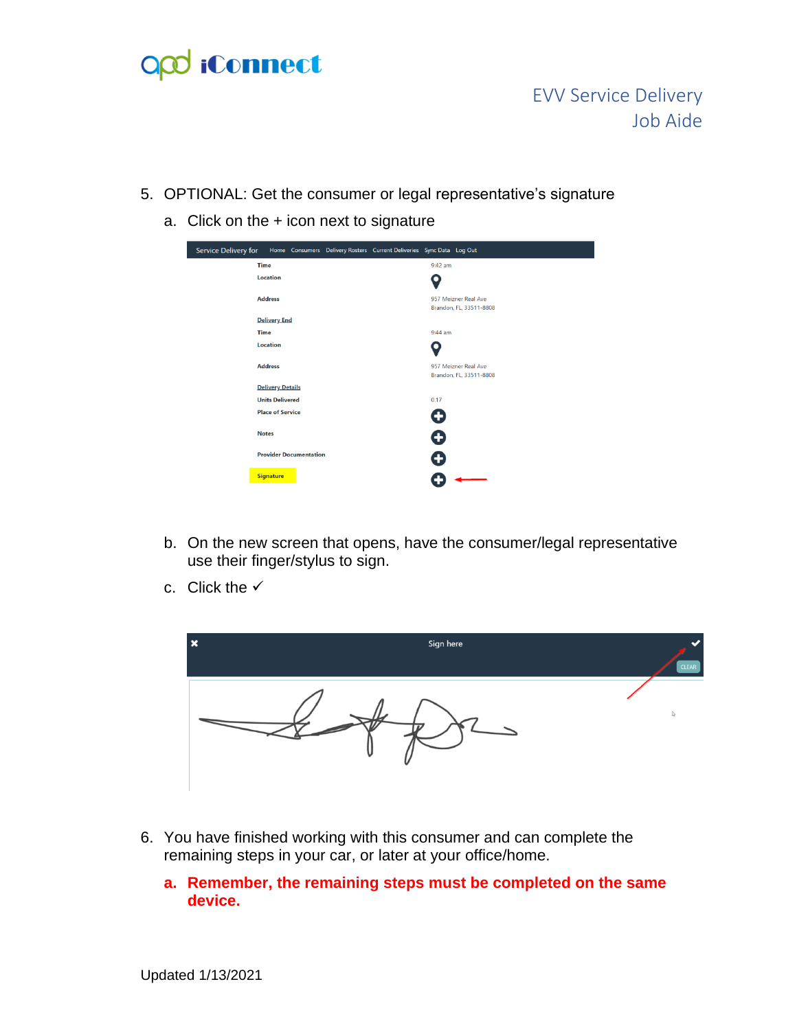5. OPTIONAL: Get the consumer or legal representative's signature

    a. Click on the + icon next to signature

    b. On the new screen that opens, have the consumer/legal representative use their finger/stylus to sign.

    c. Click the ✓

6. You have finished working with this consumer and can complete the remaining steps in your car, or later at your office/home.

    a. **Remember, the remaining steps must be completed on the same device.**

Updated 1/13/2021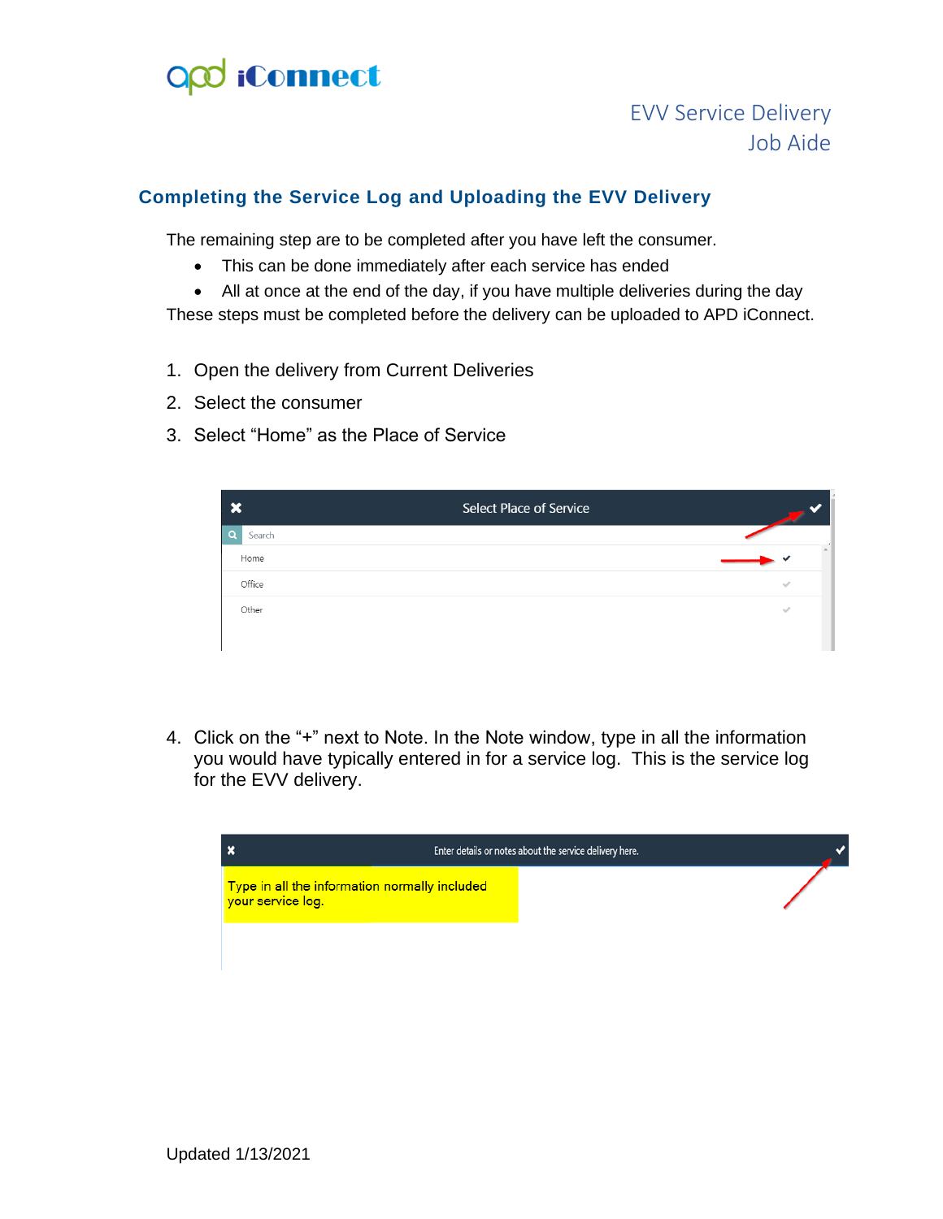## Completing the Service Log and Uploading the EVV Delivery

The remaining step are to be completed after you have left the consumer.

- This can be done immediately after each service has ended
- All at once at the end of the day, if you have multiple deliveries during the day

These steps must be completed before the delivery can be uploaded to APD iConnect.

1. Open the delivery from Current Deliveries
2. Select the consumer
3. Select "Home" as the Place of Service

4. Click on the "+" next to Note. In the Note window, type in all the information you would have typically entered in for a service log. This is the service log for the EVV delivery.

Updated 1/13/2021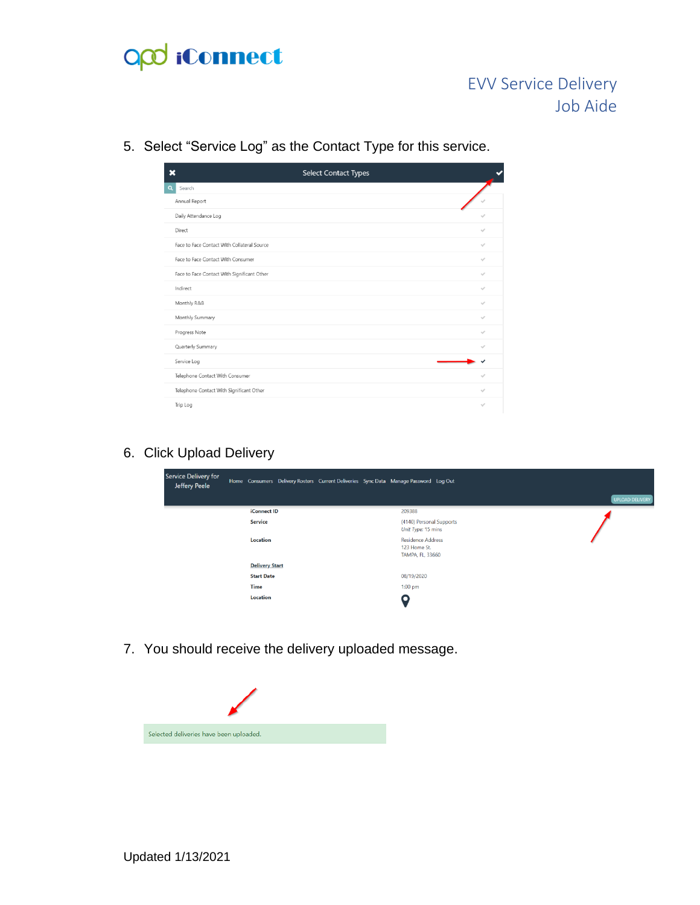5. Select “Service Log” as the Contact Type for this service.

Select Contact Types

Search

Annual Report

Daily Attendance Log

Direct

Face to Face Contact With Collateral Source

Face to Face Contact With Consumer

Face to Face Contact With Significant Other

Indirect

Monthly R&B

Monthly Summary

Progress Note

Quarterly Summary

Service Log

Telephone Contact With Consumer

Telephone Contact With Significant Other

Trip Log

6. Click Upload Delivery

Service Delivery for Jeffery Peele

Home Consumers Delivery Rosters Current Deliveries Sync Data Manage Password Log Out

UPLOAD DELIVERY

| | |
|---|---|
| iConnect ID | 209388 |
| Service | (4140) Personal Supports<br>Unit Type: 15 mins |
| Location | Residence Address<br>123 Home St.<br>TAMPA, FL 33660 |
| Delivery Start | |
| Start Date | 08/19/2020 |
| Time | 1:00 pm |
| Location | |

7. You should receive the delivery uploaded message.

Selected deliveries have been uploaded.

Updated 1/13/2021